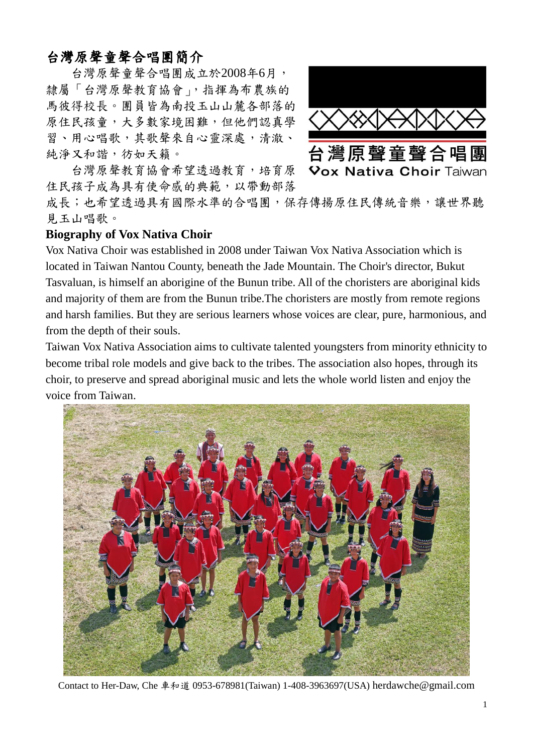## 台灣原聲童聲合唱團簡介

台灣原聲童聲合唱團成立於2008年6月，隸屬「台灣原聲教育協會」，指揮為布農族的馬彼得校長。團員皆為南投玉山山麓各部落的原住民孩童，大多數家境困難，但他們認真學習、用心唱歌，其歌聲來自心靈深處，清澈、純淨又和諧，彷如天籟。

台灣原聲教育協會希望透過教育，培育原住民孩子成為具有使命感的典範，以帶動部落成長；也希望透過具有國際水準的合唱團，保存傳揚原住民傳統音樂，讓世界聽見玉山唱歌。

台灣原聲童聲合唱團

Vox Nativa Choir Taiwan

## Biography of Vox Nativa Choir

Vox Nativa Choir was established in 2008 under Taiwan Vox Nativa Association which is located in Taiwan Nantou County, beneath the Jade Mountain. The Choir's director, Bukut Tasvaluan, is himself an aborigine of the Bunun tribe. All of the choristers are aboriginal kids and majority of them are from the Bunun tribe.The choristers are mostly from remote regions and harsh families. But they are serious learners whose voices are clear, pure, harmonious, and from the depth of their souls.

Taiwan Vox Nativa Association aims to cultivate talented youngsters from minority ethnicity to become tribal role models and give back to the tribes. The association also hopes, through its choir, to preserve and spread aboriginal music and lets the whole world listen and enjoy the voice from Taiwan.

Contact to Her-Daw, Che 車和道 0953-678981(Taiwan) 1-408-3963697(USA) herdawche@gmail.com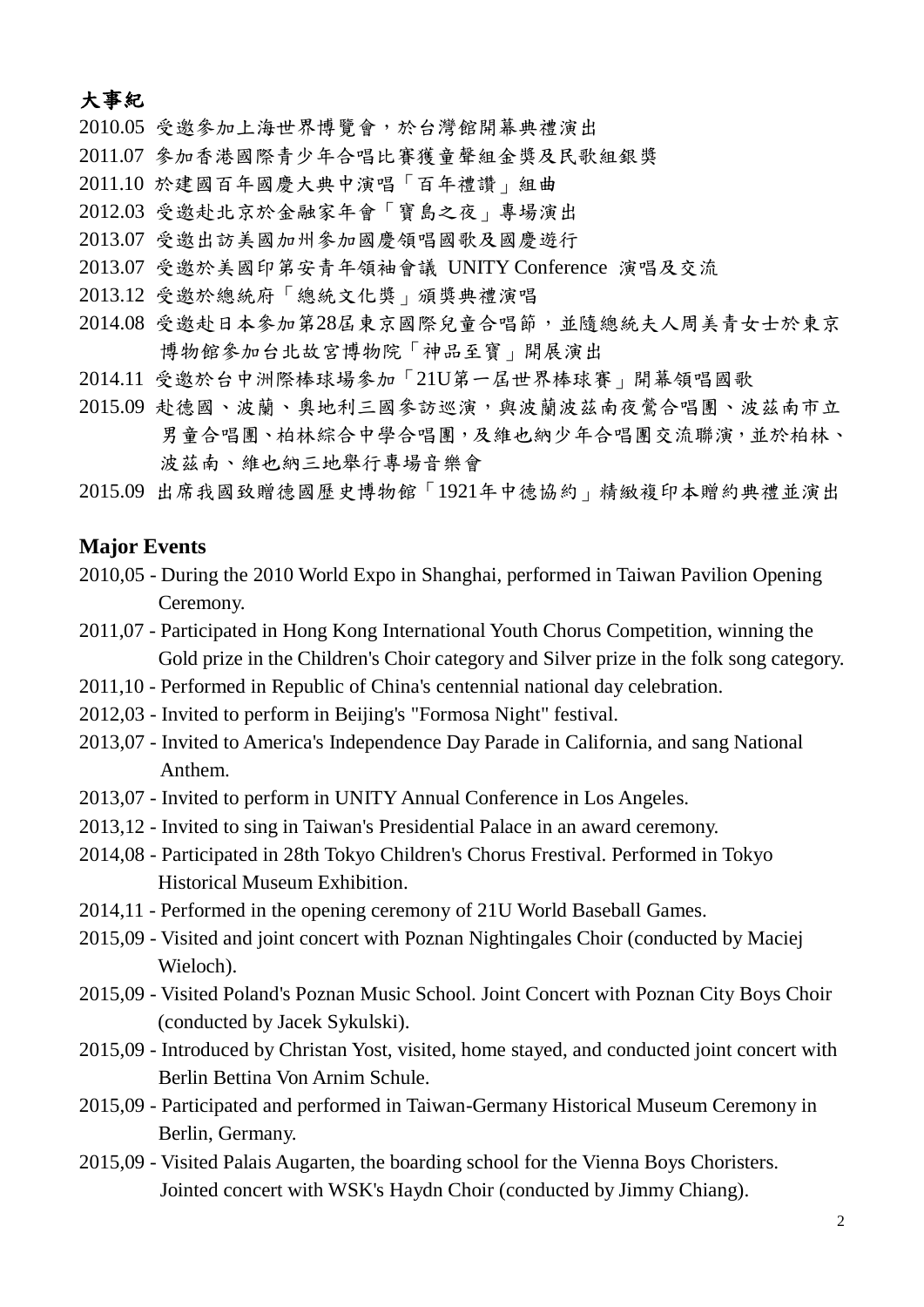## 大事紀

2010.05 受邀參加上海世界博覽會，於台灣館開幕典禮演出

2011.07 參加香港國際青少年合唱比賽獲童聲組金獎及民歌組銀獎

2011.10 於建國百年國慶大典中演唱「百年禮讚」組曲

2012.03 受邀赴北京於金融家年會「寶島之夜」專場演出

2013.07 受邀出訪美國加州參加國慶領唱國歌及國慶遊行

2013.07 受邀於美國印第安青年領袖會議 UNITY Conference 演唱及交流

2013.12 受邀於總統府「總統文化獎」頒獎典禮演唱

2014.08 受邀赴日本參加第28屆東京國際兒童合唱節，並隨總統夫人周美青女士於東京博物館參加台北故宮博物院「神品至寶」開展演出

2014.11 受邀於台中洲際棒球場參加「21U第一屆世界棒球賽」開幕領唱國歌

2015.09 赴德國、波蘭、奧地利三國參訪巡演，與波蘭波茲南夜鶯合唱團、波茲南市立男童合唱團、柏林綜合中學合唱團，及維也納少年合唱團交流聯演，並於柏林、波茲南、維也納三地舉行專場音樂會

2015.09 出席我國致贈德國歷史博物館「1921年中德協約」精緻複印本贈約典禮並演出

## Major Events

2010,05 - During the 2010 World Expo in Shanghai, performed in Taiwan Pavilion Opening Ceremony.

2011,07 - Participated in Hong Kong International Youth Chorus Competition, winning the Gold prize in the Children's Choir category and Silver prize in the folk song category.

2011,10 - Performed in Republic of China's centennial national day celebration.

2012,03 - Invited to perform in Beijing's "Formosa Night" festival.

2013,07 - Invited to America's Independence Day Parade in California, and sang National Anthem.

2013,07 - Invited to perform in UNITY Annual Conference in Los Angeles.

2013,12 - Invited to sing in Taiwan's Presidential Palace in an award ceremony.

2014,08 - Participated in 28th Tokyo Children's Chorus Frestival. Performed in Tokyo Historical Museum Exhibition.

2014,11 - Performed in the opening ceremony of 21U World Baseball Games.

2015,09 - Visited and joint concert with Poznan Nightingales Choir (conducted by Maciej Wieloch).

2015,09 - Visited Poland's Poznan Music School. Joint Concert with Poznan City Boys Choir (conducted by Jacek Sykulski).

2015,09 - Introduced by Christan Yost, visited, home stayed, and conducted joint concert with Berlin Bettina Von Arnim Schule.

2015,09 - Participated and performed in Taiwan-Germany Historical Museum Ceremony in Berlin, Germany.

2015,09 - Visited Palais Augarten, the boarding school for the Vienna Boys Choristers. Jointed concert with WSK's Haydn Choir (conducted by Jimmy Chiang).